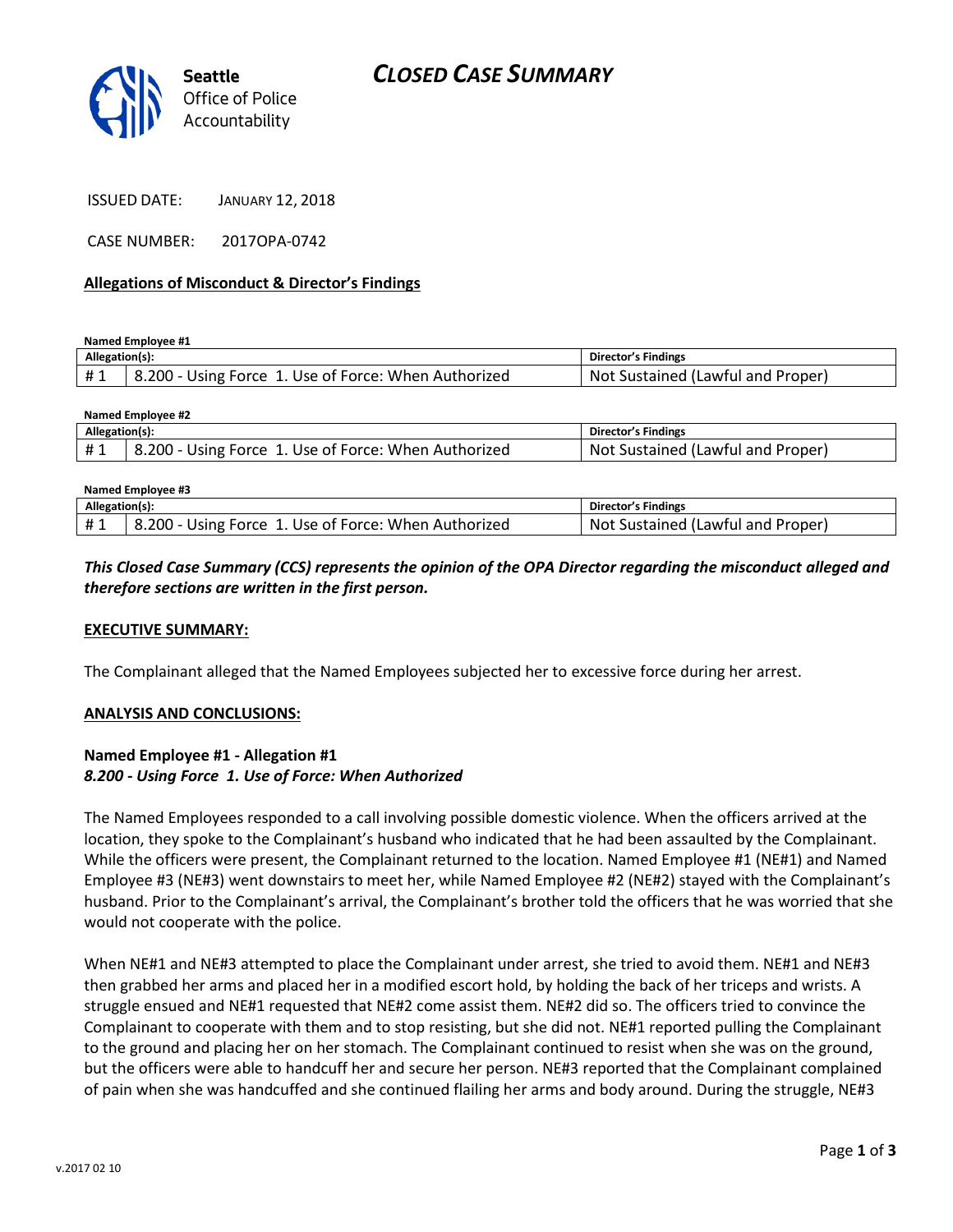# CLOSED CASE SUMMARY

**Seattle**
Office of Police Accountability

ISSUED DATE: JANUARY 12, 2018

CASE NUMBER: 2017OPA-0742

## Allegations of Misconduct & Director's Findings

**Named Employee #1**

| Allegation(s): | | Director's Findings |
|---|---|---|
| # 1 | 8.200 - Using Force 1. Use of Force: When Authorized | Not Sustained (Lawful and Proper) |

**Named Employee #2**

| Allegation(s): | | Director's Findings |
|---|---|---|
| # 1 | 8.200 - Using Force 1. Use of Force: When Authorized | Not Sustained (Lawful and Proper) |

**Named Employee #3**

| Allegation(s): | | Director's Findings |
|---|---|---|
| # 1 | 8.200 - Using Force 1. Use of Force: When Authorized | Not Sustained (Lawful and Proper) |

***This Closed Case Summary (CCS) represents the opinion of the OPA Director regarding the misconduct alleged and therefore sections are written in the first person.***

**EXECUTIVE SUMMARY:**

The Complainant alleged that the Named Employees subjected her to excessive force during her arrest.

**ANALYSIS AND CONCLUSIONS:**

**Named Employee #1 - Allegation #1**
***8.200 - Using Force 1. Use of Force: When Authorized***

The Named Employees responded to a call involving possible domestic violence. When the officers arrived at the location, they spoke to the Complainant's husband who indicated that he had been assaulted by the Complainant. While the officers were present, the Complainant returned to the location. Named Employee #1 (NE#1) and Named Employee #3 (NE#3) went downstairs to meet her, while Named Employee #2 (NE#2) stayed with the Complainant's husband. Prior to the Complainant's arrival, the Complainant's brother told the officers that he was worried that she would not cooperate with the police.

When NE#1 and NE#3 attempted to place the Complainant under arrest, she tried to avoid them. NE#1 and NE#3 then grabbed her arms and placed her in a modified escort hold, by holding the back of her triceps and wrists. A struggle ensued and NE#1 requested that NE#2 come assist them. NE#2 did so. The officers tried to convince the Complainant to cooperate with them and to stop resisting, but she did not. NE#1 reported pulling the Complainant to the ground and placing her on her stomach. The Complainant continued to resist when she was on the ground, but the officers were able to handcuff her and secure her person. NE#3 reported that the Complainant complained of pain when she was handcuffed and she continued flailing her arms and body around. During the struggle, NE#3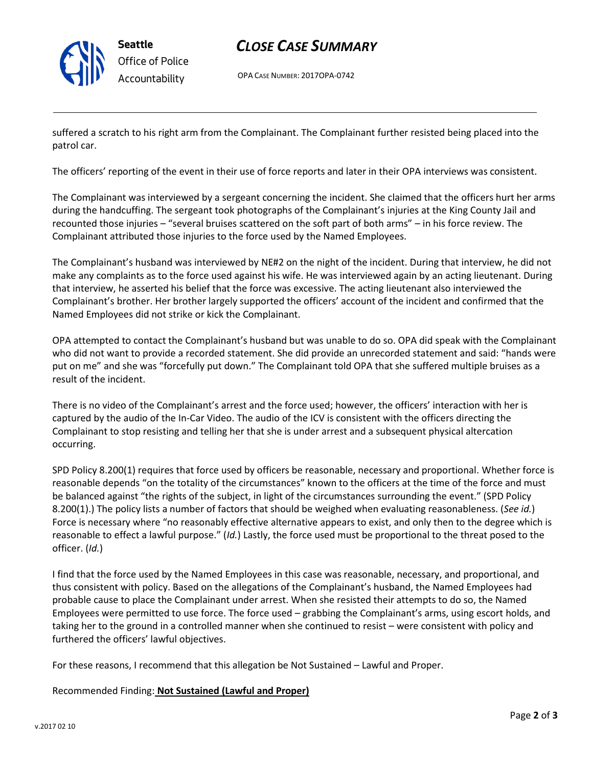suffered a scratch to his right arm from the Complainant. The Complainant further resisted being placed into the patrol car.

The officers' reporting of the event in their use of force reports and later in their OPA interviews was consistent.

The Complainant was interviewed by a sergeant concerning the incident. She claimed that the officers hurt her arms during the handcuffing. The sergeant took photographs of the Complainant's injuries at the King County Jail and recounted those injuries – "several bruises scattered on the soft part of both arms" – in his force review. The Complainant attributed those injuries to the force used by the Named Employees.

The Complainant's husband was interviewed by NE#2 on the night of the incident. During that interview, he did not make any complaints as to the force used against his wife. He was interviewed again by an acting lieutenant. During that interview, he asserted his belief that the force was excessive. The acting lieutenant also interviewed the Complainant's brother. Her brother largely supported the officers' account of the incident and confirmed that the Named Employees did not strike or kick the Complainant.

OPA attempted to contact the Complainant's husband but was unable to do so. OPA did speak with the Complainant who did not want to provide a recorded statement. She did provide an unrecorded statement and said: "hands were put on me" and she was "forcefully put down." The Complainant told OPA that she suffered multiple bruises as a result of the incident.

There is no video of the Complainant's arrest and the force used; however, the officers' interaction with her is captured by the audio of the In-Car Video. The audio of the ICV is consistent with the officers directing the Complainant to stop resisting and telling her that she is under arrest and a subsequent physical altercation occurring.

SPD Policy 8.200(1) requires that force used by officers be reasonable, necessary and proportional. Whether force is reasonable depends "on the totality of the circumstances" known to the officers at the time of the force and must be balanced against "the rights of the subject, in light of the circumstances surrounding the event." (SPD Policy 8.200(1).) The policy lists a number of factors that should be weighed when evaluating reasonableness. (*See id.*) Force is necessary where "no reasonably effective alternative appears to exist, and only then to the degree which is reasonable to effect a lawful purpose." (*Id.*) Lastly, the force used must be proportional to the threat posed to the officer. (*Id.*)

I find that the force used by the Named Employees in this case was reasonable, necessary, and proportional, and thus consistent with policy. Based on the allegations of the Complainant's husband, the Named Employees had probable cause to place the Complainant under arrest. When she resisted their attempts to do so, the Named Employees were permitted to use force. The force used – grabbing the Complainant's arms, using escort holds, and taking her to the ground in a controlled manner when she continued to resist – were consistent with policy and furthered the officers' lawful objectives.

For these reasons, I recommend that this allegation be Not Sustained – Lawful and Proper.

Recommended Finding: **Not Sustained (Lawful and Proper)**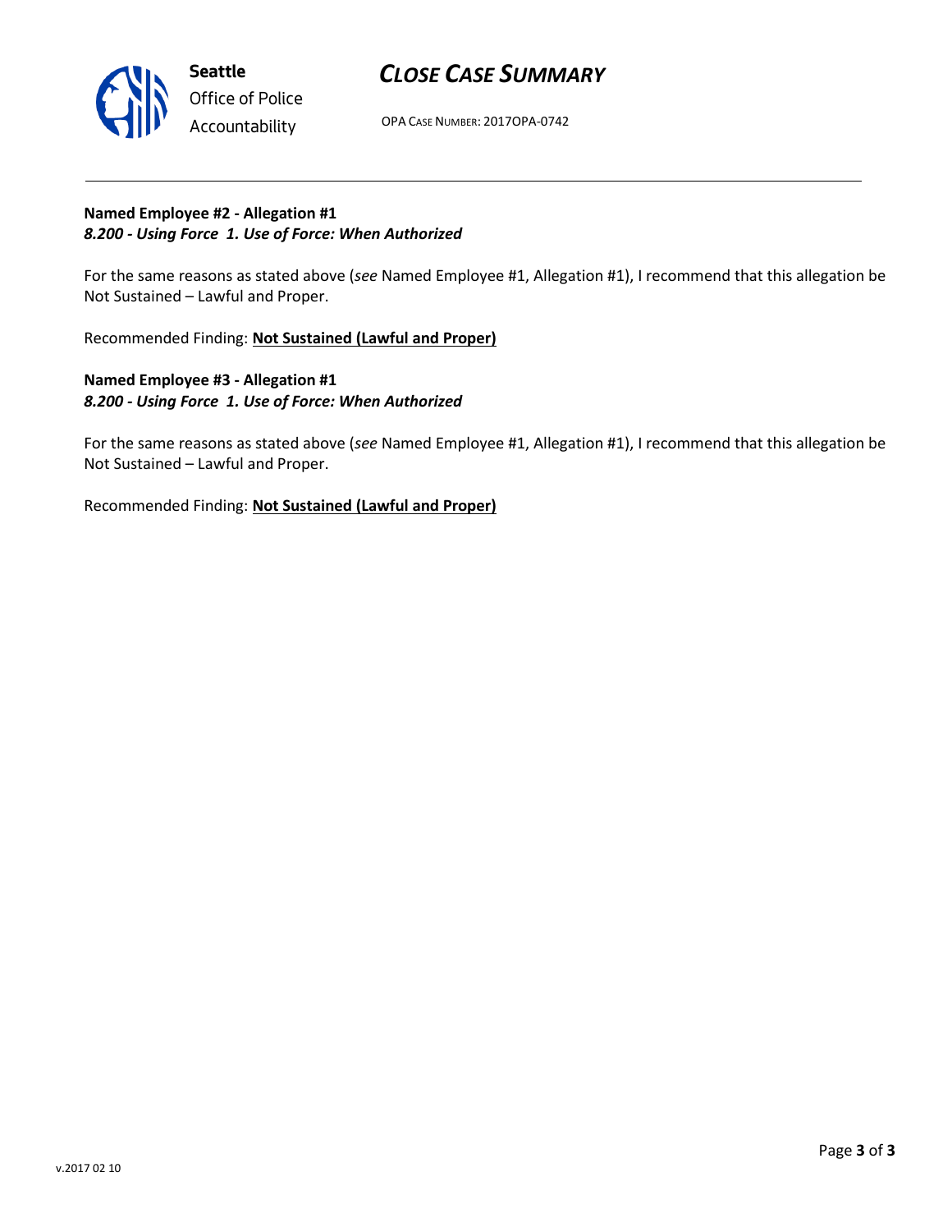**Named Employee #2 - Allegation #1**
***8.200 - Using Force 1. Use of Force: When Authorized***

For the same reasons as stated above (*see* Named Employee #1, Allegation #1), I recommend that this allegation be Not Sustained – Lawful and Proper.

Recommended Finding: **Not Sustained (Lawful and Proper)**

**Named Employee #3 - Allegation #1**
***8.200 - Using Force 1. Use of Force: When Authorized***

For the same reasons as stated above (*see* Named Employee #1, Allegation #1), I recommend that this allegation be Not Sustained – Lawful and Proper.

Recommended Finding: **Not Sustained (Lawful and Proper)**